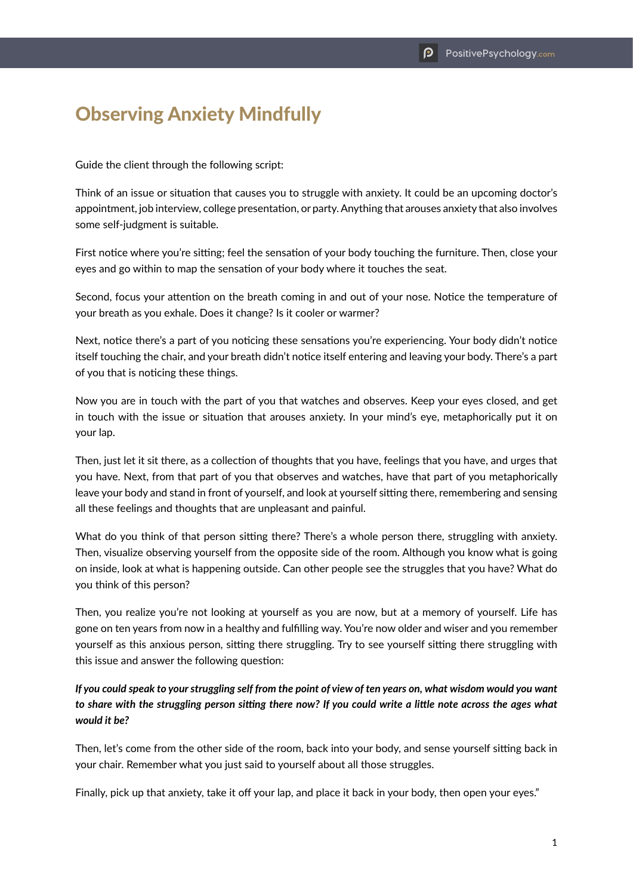# Observing Anxiety Mindfully

Guide the client through the following script:

Think of an issue or situation that causes you to struggle with anxiety. It could be an upcoming doctor's appointment, job interview, college presentation, or party. Anything that arouses anxiety that also involves some self-judgment is suitable.

First notice where you're sitting; feel the sensation of your body touching the furniture. Then, close your eyes and go within to map the sensation of your body where it touches the seat.

Second, focus your attention on the breath coming in and out of your nose. Notice the temperature of your breath as you exhale. Does it change? Is it cooler or warmer?

Next, notice there's a part of you noticing these sensations you're experiencing. Your body didn't notice itself touching the chair, and your breath didn't notice itself entering and leaving your body. There's a part of you that is noticing these things.

Now you are in touch with the part of you that watches and observes. Keep your eyes closed, and get in touch with the issue or situation that arouses anxiety. In your mind's eye, metaphorically put it on your lap.

Then, just let it sit there, as a collection of thoughts that you have, feelings that you have, and urges that you have. Next, from that part of you that observes and watches, have that part of you metaphorically leave your body and stand in front of yourself, and look at yourself sitting there, remembering and sensing all these feelings and thoughts that are unpleasant and painful.

What do you think of that person sitting there? There's a whole person there, struggling with anxiety. Then, visualize observing yourself from the opposite side of the room. Although you know what is going on inside, look at what is happening outside. Can other people see the struggles that you have? What do you think of this person?

Then, you realize you're not looking at yourself as you are now, but at a memory of yourself. Life has gone on ten years from now in a healthy and fulfilling way. You're now older and wiser and you remember yourself as this anxious person, sitting there struggling. Try to see yourself sitting there struggling with this issue and answer the following question:

***If you could speak to your struggling self from the point of view of ten years on, what wisdom would you want to share with the struggling person sitting there now? If you could write a little note across the ages what would it be?***

Then, let's come from the other side of the room, back into your body, and sense yourself sitting back in your chair. Remember what you just said to yourself about all those struggles.

Finally, pick up that anxiety, take it off your lap, and place it back in your body, then open your eyes."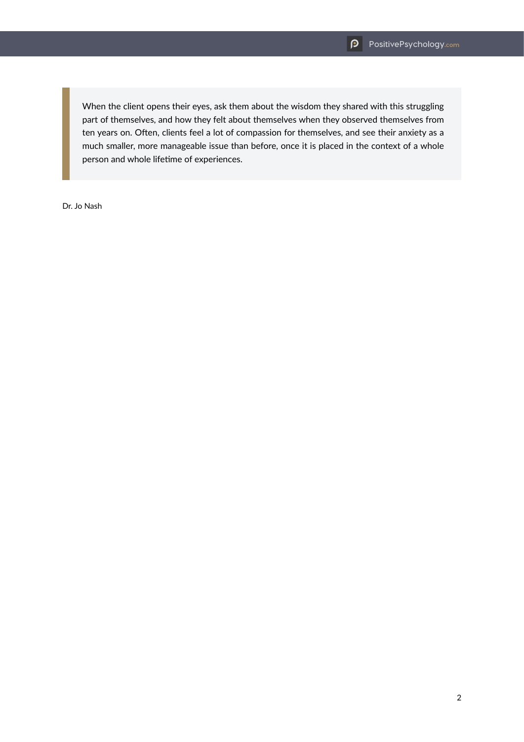> When the client opens their eyes, ask them about the wisdom they shared with this struggling part of themselves, and how they felt about themselves when they observed themselves from ten years on. Often, clients feel a lot of compassion for themselves, and see their anxiety as a much smaller, more manageable issue than before, once it is placed in the context of a whole person and whole lifetime of experiences.

Dr. Jo Nash